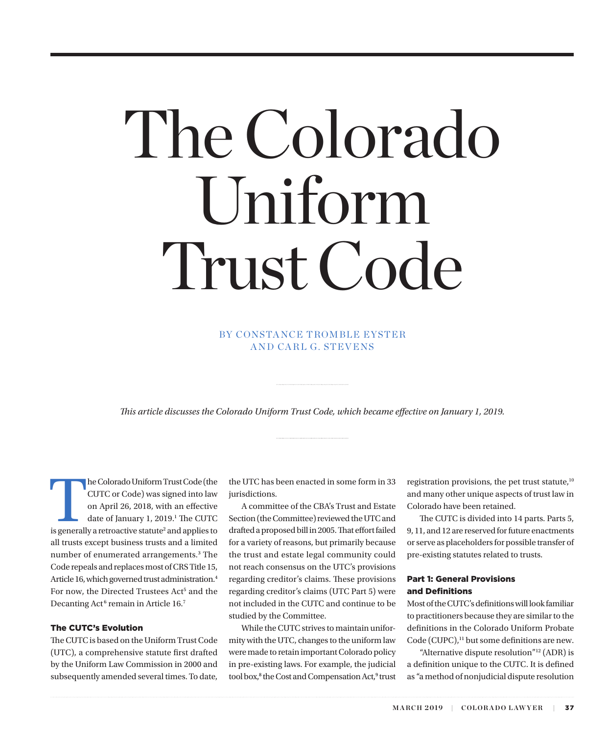# The Colorado Uniform Trust Code

BY CONSTANCE TROMBLE EYSTER AND CARL G. STEVENS

*This article discusses the Colorado Uniform Trust Code, which became effective on January 1, 2019.*

The Colorado Uniform Trust Code (the CUTC or Code) was signed into law on April 26, 2018, with an effective date of January 1, 2019.[1] The CUTC is generally a retroactive statute[2] and applies to all trusts except business trusts and a limited number of enumerated arrangements.[3] The Code repeals and replaces most of CRS Title 15, Article 16, which governed trust administration.[4] For now, the Directed Trustees Act[5] and the Decanting Act[6] remain in Article 16.[7]

### The CUTC's Evolution

The CUTC is based on the Uniform Trust Code (UTC), a comprehensive statute first drafted by the Uniform Law Commission in 2000 and subsequently amended several times. To date, the UTC has been enacted in some form in 33 jurisdictions.

A committee of the CBA's Trust and Estate Section (the Committee) reviewed the UTC and drafted a proposed bill in 2005. That effort failed for a variety of reasons, but primarily because the trust and estate legal community could not reach consensus on the UTC's provisions regarding creditor's claims. These provisions regarding creditor's claims (UTC Part 5) were not included in the CUTC and continue to be studied by the Committee.

While the CUTC strives to maintain uniformity with the UTC, changes to the uniform law were made to retain important Colorado policy in pre-existing laws. For example, the judicial tool box,[8] the Cost and Compensation Act,[9] trust registration provisions, the pet trust statute,[10] and many other unique aspects of trust law in Colorado have been retained.

The CUTC is divided into 14 parts. Parts 5, 9, 11, and 12 are reserved for future enactments or serve as placeholders for possible transfer of pre-existing statutes related to trusts.

### Part 1: General Provisions and Definitions

Most of the CUTC's definitions will look familiar to practitioners because they are similar to the definitions in the Colorado Uniform Probate Code (CUPC),[11] but some definitions are new.

"Alternative dispute resolution"[12] (ADR) is a definition unique to the CUTC. It is defined as "a method of nonjudicial dispute resolution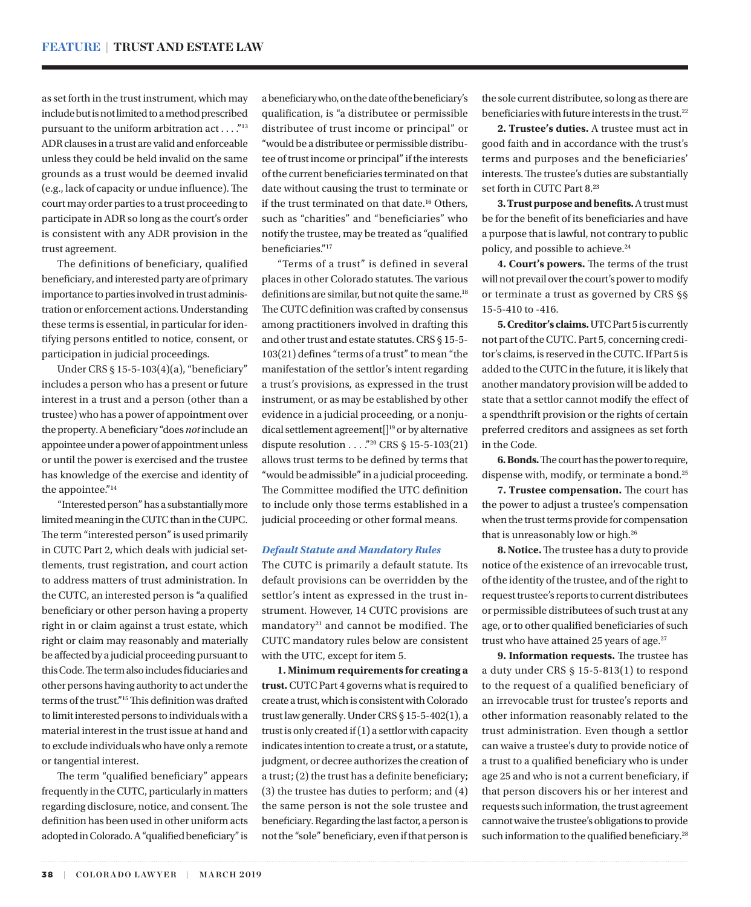as set forth in the trust instrument, which may include but is not limited to a method prescribed pursuant to the uniform arbitration act . . . ."[13] ADR clauses in a trust are valid and enforceable unless they could be held invalid on the same grounds as a trust would be deemed invalid (e.g., lack of capacity or undue influence). The court may order parties to a trust proceeding to participate in ADR so long as the court's order is consistent with any ADR provision in the trust agreement.

The definitions of beneficiary, qualified beneficiary, and interested party are of primary importance to parties involved in trust administration or enforcement actions. Understanding these terms is essential, in particular for identifying persons entitled to notice, consent, or participation in judicial proceedings.

Under CRS § 15-5-103(4)(a), "beneficiary" includes a person who has a present or future interest in a trust and a person (other than a trustee) who has a power of appointment over the property. A beneficiary "does *not* include an appointee under a power of appointment unless or until the power is exercised and the trustee has knowledge of the exercise and identity of the appointee."[14]

"Interested person" has a substantially more limited meaning in the CUTC than in the CUPC. The term "interested person" is used primarily in CUTC Part 2, which deals with judicial settlements, trust registration, and court action to address matters of trust administration. In the CUTC, an interested person is "a qualified beneficiary or other person having a property right in or claim against a trust estate, which right or claim may reasonably and materially be affected by a judicial proceeding pursuant to this Code. The term also includes fiduciaries and other persons having authority to act under the terms of the trust."[15] This definition was drafted to limit interested persons to individuals with a material interest in the trust issue at hand and to exclude individuals who have only a remote or tangential interest.

The term "qualified beneficiary" appears frequently in the CUTC, particularly in matters regarding disclosure, notice, and consent. The definition has been used in other uniform acts adopted in Colorado. A "qualified beneficiary" is a beneficiary who, on the date of the beneficiary's qualification, is "a distributee or permissible distributee of trust income or principal" or "would be a distributee or permissible distributee of trust income or principal" if the interests of the current beneficiaries terminated on that date without causing the trust to terminate or if the trust terminated on that date.[16] Others, such as "charities" and "beneficiaries" who notify the trustee, may be treated as "qualified beneficiaries."[17]

"Terms of a trust" is defined in several places in other Colorado statutes. The various definitions are similar, but not quite the same.[18] The CUTC definition was crafted by consensus among practitioners involved in drafting this and other trust and estate statutes. CRS § 15-5-103(21) defines "terms of a trust" to mean "the manifestation of the settlor's intent regarding a trust's provisions, as expressed in the trust instrument, or as may be established by other evidence in a judicial proceeding, or a nonjudicial settlement agreement[][19] or by alternative dispute resolution . . . ."[20] CRS § 15-5-103(21) allows trust terms to be defined by terms that "would be admissible" in a judicial proceeding. The Committee modified the UTC definition to include only those terms established in a judicial proceeding or other formal means.

### *Default Statute and Mandatory Rules*

The CUTC is primarily a default statute. Its default provisions can be overridden by the settlor's intent as expressed in the trust instrument. However, 14 CUTC provisions are mandatory[21] and cannot be modified. The CUTC mandatory rules below are consistent with the UTC, except for item 5.

**1. Minimum requirements for creating a trust.** CUTC Part 4 governs what is required to create a trust, which is consistent with Colorado trust law generally. Under CRS § 15-5-402(1), a trust is only created if (1) a settlor with capacity indicates intention to create a trust, or a statute, judgment, or decree authorizes the creation of a trust; (2) the trust has a definite beneficiary; (3) the trustee has duties to perform; and (4) the same person is not the sole trustee and beneficiary. Regarding the last factor, a person is not the "sole" beneficiary, even if that person is the sole current distributee, so long as there are beneficiaries with future interests in the trust.[22]

**2. Trustee's duties.** A trustee must act in good faith and in accordance with the trust's terms and purposes and the beneficiaries' interests. The trustee's duties are substantially set forth in CUTC Part 8.[23]

**3. Trust purpose and benefits.** A trust must be for the benefit of its beneficiaries and have a purpose that is lawful, not contrary to public policy, and possible to achieve.[24]

**4. Court's powers.** The terms of the trust will not prevail over the court's power to modify or terminate a trust as governed by CRS §§ 15-5-410 to -416.

**5. Creditor's claims.** UTC Part 5 is currently not part of the CUTC. Part 5, concerning creditor's claims, is reserved in the CUTC. If Part 5 is added to the CUTC in the future, it is likely that another mandatory provision will be added to state that a settlor cannot modify the effect of a spendthrift provision or the rights of certain preferred creditors and assignees as set forth in the Code.

**6. Bonds.** The court has the power to require, dispense with, modify, or terminate a bond.[25]

**7. Trustee compensation.** The court has the power to adjust a trustee's compensation when the trust terms provide for compensation that is unreasonably low or high.[26]

**8. Notice.** The trustee has a duty to provide notice of the existence of an irrevocable trust, of the identity of the trustee, and of the right to request trustee's reports to current distributees or permissible distributees of such trust at any age, or to other qualified beneficiaries of such trust who have attained 25 years of age.[27]

**9. Information requests.** The trustee has a duty under CRS § 15-5-813(1) to respond to the request of a qualified beneficiary of an irrevocable trust for trustee's reports and other information reasonably related to the trust administration. Even though a settlor can waive a trustee's duty to provide notice of a trust to a qualified beneficiary who is under age 25 and who is not a current beneficiary, if that person discovers his or her interest and requests such information, the trust agreement cannot waive the trustee's obligations to provide such information to the qualified beneficiary.[28]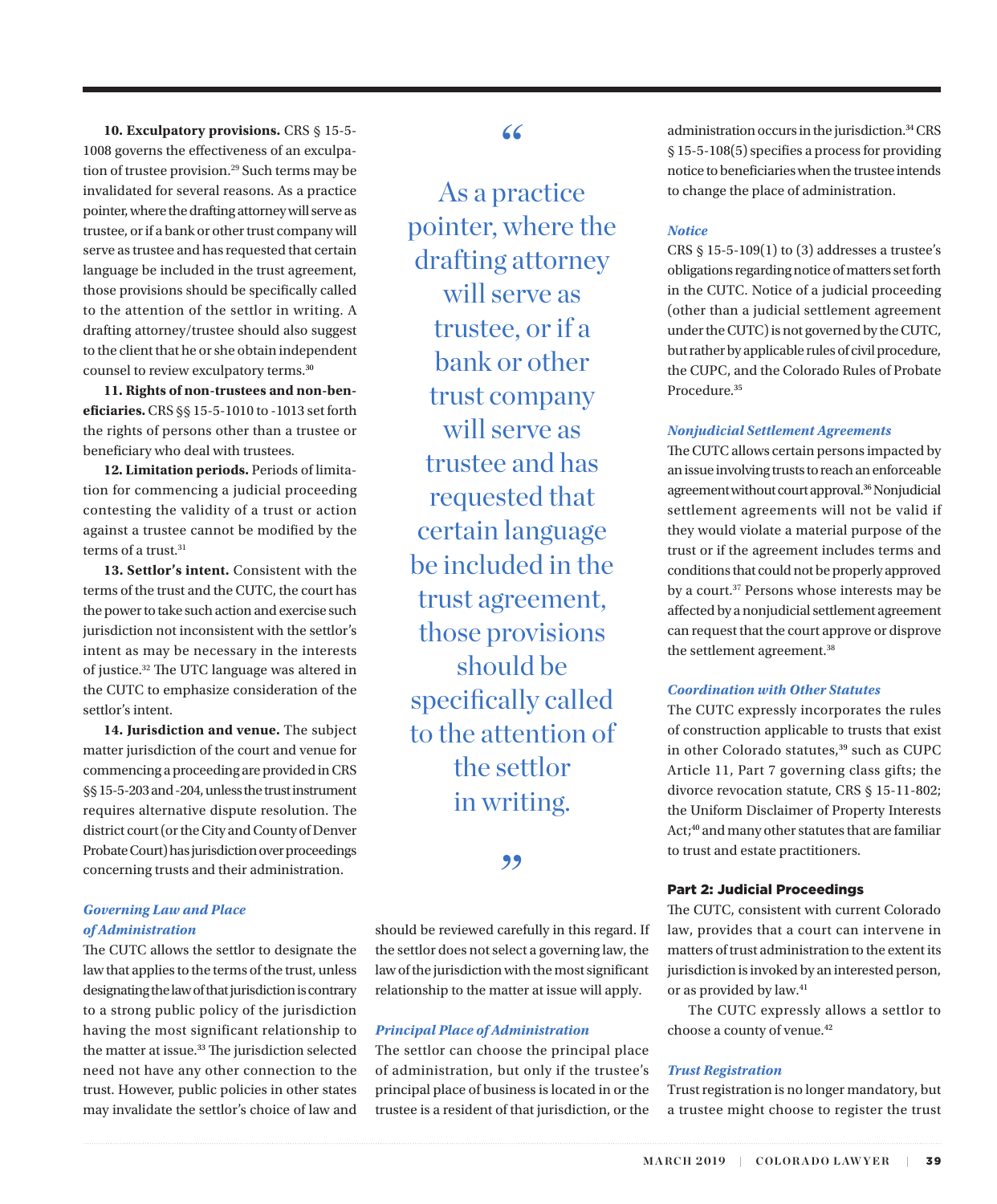**10. Exculpatory provisions.** CRS § 15-5-1008 governs the effectiveness of an exculpation of trustee provision.[29] Such terms may be invalidated for several reasons. As a practice pointer, where the drafting attorney will serve as trustee, or if a bank or other trust company will serve as trustee and has requested that certain language be included in the trust agreement, those provisions should be specifically called to the attention of the settlor in writing. A drafting attorney/trustee should also suggest to the client that he or she obtain independent counsel to review exculpatory terms.[30]

**11. Rights of non-trustees and non-beneficiaries.** CRS §§ 15-5-1010 to -1013 set forth the rights of persons other than a trustee or beneficiary who deal with trustees.

**12. Limitation periods.** Periods of limitation for commencing a judicial proceeding contesting the validity of a trust or action against a trustee cannot be modified by the terms of a trust.[31]

**13. Settlor's intent.** Consistent with the terms of the trust and the CUTC, the court has the power to take such action and exercise such jurisdiction not inconsistent with the settlor's intent as may be necessary in the interests of justice.[32] The UTC language was altered in the CUTC to emphasize consideration of the settlor's intent.

**14. Jurisdiction and venue.** The subject matter jurisdiction of the court and venue for commencing a proceeding are provided in CRS §§ 15-5-203 and -204, unless the trust instrument requires alternative dispute resolution. The district court (or the City and County of Denver Probate Court) has jurisdiction over proceedings concerning trusts and their administration.

### *Governing Law and Place of Administration*

The CUTC allows the settlor to designate the law that applies to the terms of the trust, unless designating the law of that jurisdiction is contrary to a strong public policy of the jurisdiction having the most significant relationship to the matter at issue.[33] The jurisdiction selected need not have any other connection to the trust. However, public policies in other states may invalidate the settlor's choice of law and should be reviewed carefully in this regard. If the settlor does not select a governing law, the law of the jurisdiction with the most significant relationship to the matter at issue will apply.

### *Principal Place of Administration*

The settlor can choose the principal place of administration, but only if the trustee's principal place of business is located in or the trustee is a resident of that jurisdiction, or the administration occurs in the jurisdiction.[34] CRS § 15-5-108(5) specifies a process for providing notice to beneficiaries when the trustee intends to change the place of administration.

### *Notice*

CRS § 15-5-109(1) to (3) addresses a trustee's obligations regarding notice of matters set forth in the CUTC. Notice of a judicial proceeding (other than a judicial settlement agreement under the CUTC) is not governed by the CUTC, but rather by applicable rules of civil procedure, the CUPC, and the Colorado Rules of Probate Procedure.[35]

### *Nonjudicial Settlement Agreements*

The CUTC allows certain persons impacted by an issue involving trusts to reach an enforceable agreement without court approval.[36] Nonjudicial settlement agreements will not be valid if they would violate a material purpose of the trust or if the agreement includes terms and conditions that could not be properly approved by a court.[37] Persons whose interests may be affected by a nonjudicial settlement agreement can request that the court approve or disprove the settlement agreement.[38]

### *Coordination with Other Statutes*

The CUTC expressly incorporates the rules of construction applicable to trusts that exist in other Colorado statutes,[39] such as CUPC Article 11, Part 7 governing class gifts; the divorce revocation statute, CRS § 15-11-802; the Uniform Disclaimer of Property Interests Act;[40] and many other statutes that are familiar to trust and estate practitioners.

## Part 2: Judicial Proceedings

The CUTC, consistent with current Colorado law, provides that a court can intervene in matters of trust administration to the extent its jurisdiction is invoked by an interested person, or as provided by law.[41]

The CUTC expressly allows a settlor to choose a county of venue.[42]

### *Trust Registration*

Trust registration is no longer mandatory, but a trustee might choose to register the trust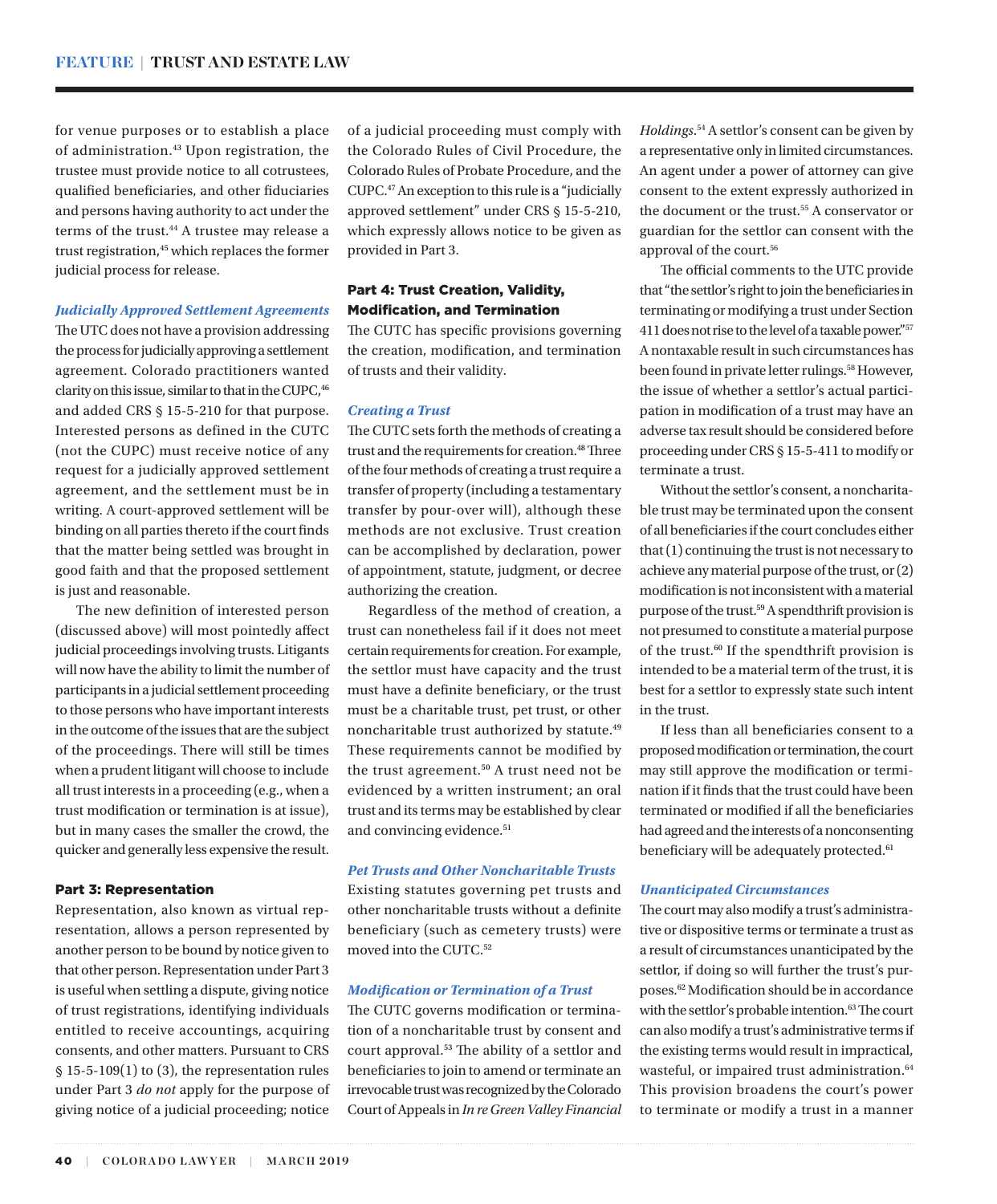for venue purposes or to establish a place of administration.[43] Upon registration, the trustee must provide notice to all cotrustees, qualified beneficiaries, and other fiduciaries and persons having authority to act under the terms of the trust.[44] A trustee may release a trust registration,[45] which replaces the former judicial process for release.

### *Judicially Approved Settlement Agreements*

The UTC does not have a provision addressing the process for judicially approving a settlement agreement. Colorado practitioners wanted clarity on this issue, similar to that in the CUPC,[46] and added CRS § 15-5-210 for that purpose. Interested persons as defined in the CUTC (not the CUPC) must receive notice of any request for a judicially approved settlement agreement, and the settlement must be in writing. A court-approved settlement will be binding on all parties thereto if the court finds that the matter being settled was brought in good faith and that the proposed settlement is just and reasonable.

The new definition of interested person (discussed above) will most pointedly affect judicial proceedings involving trusts. Litigants will now have the ability to limit the number of participants in a judicial settlement proceeding to those persons who have important interests in the outcome of the issues that are the subject of the proceedings. There will still be times when a prudent litigant will choose to include all trust interests in a proceeding (e.g., when a trust modification or termination is at issue), but in many cases the smaller the crowd, the quicker and generally less expensive the result.

## Part 3: Representation

Representation, also known as virtual representation, allows a person represented by another person to be bound by notice given to that other person. Representation under Part 3 is useful when settling a dispute, giving notice of trust registrations, identifying individuals entitled to receive accountings, acquiring consents, and other matters. Pursuant to CRS § 15-5-109(1) to (3), the representation rules under Part 3 *do not* apply for the purpose of giving notice of a judicial proceeding; notice of a judicial proceeding must comply with the Colorado Rules of Civil Procedure, the Colorado Rules of Probate Procedure, and the CUPC.[47] An exception to this rule is a "judicially approved settlement" under CRS § 15-5-210, which expressly allows notice to be given as provided in Part 3.

## Part 4: Trust Creation, Validity, Modification, and Termination

The CUTC has specific provisions governing the creation, modification, and termination of trusts and their validity.

### *Creating a Trust*

The CUTC sets forth the methods of creating a trust and the requirements for creation.[48] Three of the four methods of creating a trust require a transfer of property (including a testamentary transfer by pour-over will), although these methods are not exclusive. Trust creation can be accomplished by declaration, power of appointment, statute, judgment, or decree authorizing the creation.

Regardless of the method of creation, a trust can nonetheless fail if it does not meet certain requirements for creation. For example, the settlor must have capacity and the trust must have a definite beneficiary, or the trust must be a charitable trust, pet trust, or other noncharitable trust authorized by statute.[49] These requirements cannot be modified by the trust agreement.[50] A trust need not be evidenced by a written instrument; an oral trust and its terms may be established by clear and convincing evidence.[51]

### *Pet Trusts and Other Noncharitable Trusts*

Existing statutes governing pet trusts and other noncharitable trusts without a definite beneficiary (such as cemetery trusts) were moved into the CUTC.[52]

### *Modification or Termination of a Trust*

The CUTC governs modification or termination of a noncharitable trust by consent and court approval.[53] The ability of a settlor and beneficiaries to join to amend or terminate an irrevocable trust was recognized by the Colorado Court of Appeals in *In re Green Valley Financial Holdings*.[54] A settlor's consent can be given by a representative only in limited circumstances. An agent under a power of attorney can give consent to the extent expressly authorized in the document or the trust.[55] A conservator or guardian for the settlor can consent with the approval of the court.[56]

The official comments to the UTC provide that "the settlor's right to join the beneficiaries in terminating or modifying a trust under Section 411 does not rise to the level of a taxable power."[57] A nontaxable result in such circumstances has been found in private letter rulings.[58] However, the issue of whether a settlor's actual participation in modification of a trust may have an adverse tax result should be considered before proceeding under CRS § 15-5-411 to modify or terminate a trust.

Without the settlor's consent, a noncharitable trust may be terminated upon the consent of all beneficiaries if the court concludes either that (1) continuing the trust is not necessary to achieve any material purpose of the trust, or (2) modification is not inconsistent with a material purpose of the trust.[59] A spendthrift provision is not presumed to constitute a material purpose of the trust.[60] If the spendthrift provision is intended to be a material term of the trust, it is best for a settlor to expressly state such intent in the trust.

If less than all beneficiaries consent to a proposed modification or termination, the court may still approve the modification or termination if it finds that the trust could have been terminated or modified if all the beneficiaries had agreed and the interests of a nonconsenting beneficiary will be adequately protected.[61]

### *Unanticipated Circumstances*

The court may also modify a trust's administrative or dispositive terms or terminate a trust as a result of circumstances unanticipated by the settlor, if doing so will further the trust's purposes.[62] Modification should be in accordance with the settlor's probable intention.[63] The court can also modify a trust's administrative terms if the existing terms would result in impractical, wasteful, or impaired trust administration.[64] This provision broadens the court's power to terminate or modify a trust in a manner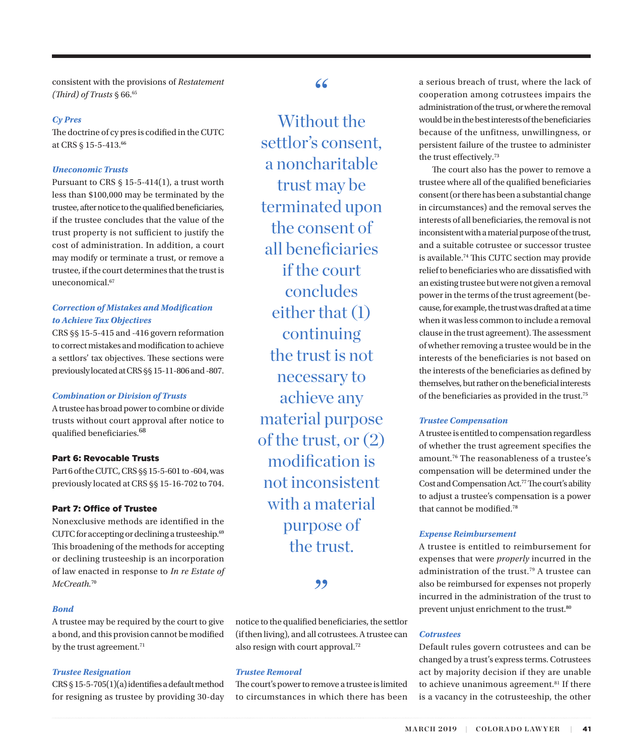consistent with the provisions of *Restatement (Third) of Trusts* § 66.[65]

### *Cy Pres*

The doctrine of cy pres is codified in the CUTC at CRS § 15-5-413.[66]

### *Uneconomic Trusts*

Pursuant to CRS § 15-5-414(1), a trust worth less than $100,000 may be terminated by the trustee, after notice to the qualified beneficiaries, if the trustee concludes that the value of the trust property is not sufficient to justify the cost of administration. In addition, a court may modify or terminate a trust, or remove a trustee, if the court determines that the trust is uneconomical.[67]

### *Correction of Mistakes and Modification to Achieve Tax Objectives*

CRS §§ 15-5-415 and -416 govern reformation to correct mistakes and modification to achieve a settlors' tax objectives. These sections were previously located at CRS §§ 15-11-806 and -807.

### *Combination or Division of Trusts*

A trustee has broad power to combine or divide trusts without court approval after notice to qualified beneficiaries.[68]

## Part 6: Revocable Trusts

Part 6 of the CUTC, CRS §§ 15-5-601 to -604, was previously located at CRS §§ 15-16-702 to 704.

## Part 7: Office of Trustee

Nonexclusive methods are identified in the CUTC for accepting or declining a trusteeship.[69] This broadening of the methods for accepting or declining trusteeship is an incorporation of law enacted in response to *In re Estate of McCreath*.[70]

### *Bond*

A trustee may be required by the court to give a bond, and this provision cannot be modified by the trust agreement.[71]

### *Trustee Resignation*

CRS § 15-5-705(1)(a) identifies a default method for resigning as trustee by providing 30-day notice to the qualified beneficiaries, the settlor (if then living), and all cotrustees. A trustee can also resign with court approval.[72]

### *Trustee Removal*

The court's power to remove a trustee is limited to circumstances in which there has been a serious breach of trust, where the lack of cooperation among cotrustees impairs the administration of the trust, or where the removal would be in the best interests of the beneficiaries because of the unfitness, unwillingness, or persistent failure of the trustee to administer the trust effectively.[73]

The court also has the power to remove a trustee where all of the qualified beneficiaries consent (or there has been a substantial change in circumstances) and the removal serves the interests of all beneficiaries, the removal is not inconsistent with a material purpose of the trust, and a suitable cotrustee or successor trustee is available.[74] This CUTC section may provide relief to beneficiaries who are dissatisfied with an existing trustee but were not given a removal power in the terms of the trust agreement (because, for example, the trust was drafted at a time when it was less common to include a removal clause in the trust agreement). The assessment of whether removing a trustee would be in the interests of the beneficiaries is not based on the interests of the beneficiaries as defined by themselves, but rather on the beneficial interests of the beneficiaries as provided in the trust.[75]

### *Trustee Compensation*

A trustee is entitled to compensation regardless of whether the trust agreement specifies the amount.[76] The reasonableness of a trustee's compensation will be determined under the Cost and Compensation Act.[77] The court's ability to adjust a trustee's compensation is a power that cannot be modified.[78]

### *Expense Reimbursement*

A trustee is entitled to reimbursement for expenses that were *properly* incurred in the administration of the trust.[79] A trustee can also be reimbursed for expenses not properly incurred in the administration of the trust to prevent unjust enrichment to the trust.[80]

### *Cotrustees*

Default rules govern cotrustees and can be changed by a trust's express terms. Cotrustees act by majority decision if they are unable to achieve unanimous agreement.[81] If there is a vacancy in the cotrusteeship, the other

> "Without the settlor's consent, a noncharitable trust may be terminated upon the consent of all beneficiaries if the court concludes either that (1) continuing the trust is not necessary to achieve any material purpose of the trust, or (2) modification is not inconsistent with a material purpose of the trust."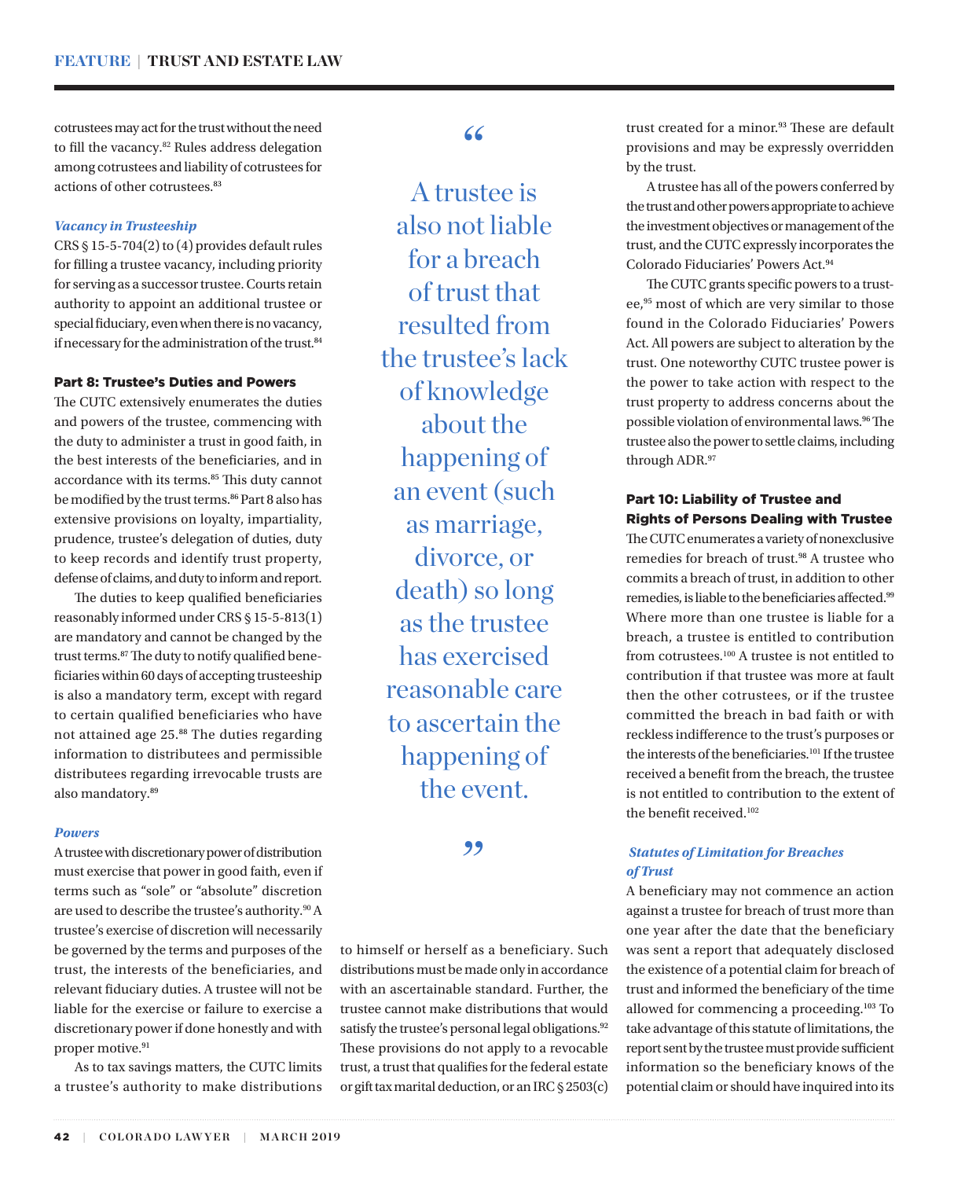cotrustees may act for the trust without the need to fill the vacancy.[82] Rules address delegation among cotrustees and liability of cotrustees for actions of other cotrustees.[83]

### *Vacancy in Trusteeship*

CRS § 15-5-704(2) to (4) provides default rules for filling a trustee vacancy, including priority for serving as a successor trustee. Courts retain authority to appoint an additional trustee or special fiduciary, even when there is no vacancy, if necessary for the administration of the trust.[84]

## Part 8: Trustee's Duties and Powers

The CUTC extensively enumerates the duties and powers of the trustee, commencing with the duty to administer a trust in good faith, in the best interests of the beneficiaries, and in accordance with its terms.[85] This duty cannot be modified by the trust terms.[86] Part 8 also has extensive provisions on loyalty, impartiality, prudence, trustee's delegation of duties, duty to keep records and identify trust property, defense of claims, and duty to inform and report.

The duties to keep qualified beneficiaries reasonably informed under CRS § 15-5-813(1) are mandatory and cannot be changed by the trust terms.[87] The duty to notify qualified beneficiaries within 60 days of accepting trusteeship is also a mandatory term, except with regard to certain qualified beneficiaries who have not attained age 25.[88] The duties regarding information to distributees and permissible distributees regarding irrevocable trusts are also mandatory.[89]

### *Powers*

A trustee with discretionary power of distribution must exercise that power in good faith, even if terms such as "sole" or "absolute" discretion are used to describe the trustee's authority.[90] A trustee's exercise of discretion will necessarily be governed by the terms and purposes of the trust, the interests of the beneficiaries, and relevant fiduciary duties. A trustee will not be liable for the exercise or failure to exercise a discretionary power if done honestly and with proper motive.[91]

As to tax savings matters, the CUTC limits a trustee's authority to make distributions to himself or herself as a beneficiary. Such distributions must be made only in accordance with an ascertainable standard. Further, the trustee cannot make distributions that would satisfy the trustee's personal legal obligations.[92] These provisions do not apply to a revocable trust, a trust that qualifies for the federal estate or gift tax marital deduction, or an IRC § 2503(c) trust created for a minor.[93] These are default provisions and may be expressly overridden by the trust.

> "A trustee is also not liable for a breach of trust that resulted from the trustee's lack of knowledge about the happening of an event (such as marriage, divorce, or death) so long as the trustee has exercised reasonable care to ascertain the happening of the event."

A trustee has all of the powers conferred by the trust and other powers appropriate to achieve the investment objectives or management of the trust, and the CUTC expressly incorporates the Colorado Fiduciaries' Powers Act.[94]

The CUTC grants specific powers to a trustee,[95] most of which are very similar to those found in the Colorado Fiduciaries' Powers Act. All powers are subject to alteration by the trust. One noteworthy CUTC trustee power is the power to take action with respect to the trust property to address concerns about the possible violation of environmental laws.[96] The trustee also the power to settle claims, including through ADR.[97]

## Part 10: Liability of Trustee and Rights of Persons Dealing with Trustee

The CUTC enumerates a variety of nonexclusive remedies for breach of trust.[98] A trustee who commits a breach of trust, in addition to other remedies, is liable to the beneficiaries affected.[99] Where more than one trustee is liable for a breach, a trustee is entitled to contribution from cotrustees.[100] A trustee is not entitled to contribution if that trustee was more at fault then the other cotrustees, or if the trustee committed the breach in bad faith or with reckless indifference to the trust's purposes or the interests of the beneficiaries.[101] If the trustee received a benefit from the breach, the trustee is not entitled to contribution to the extent of the benefit received.[102]

### *Statutes of Limitation for Breaches of Trust*

A beneficiary may not commence an action against a trustee for breach of trust more than one year after the date that the beneficiary was sent a report that adequately disclosed the existence of a potential claim for breach of trust and informed the beneficiary of the time allowed for commencing a proceeding.[103] To take advantage of this statute of limitations, the report sent by the trustee must provide sufficient information so the beneficiary knows of the potential claim or should have inquired into its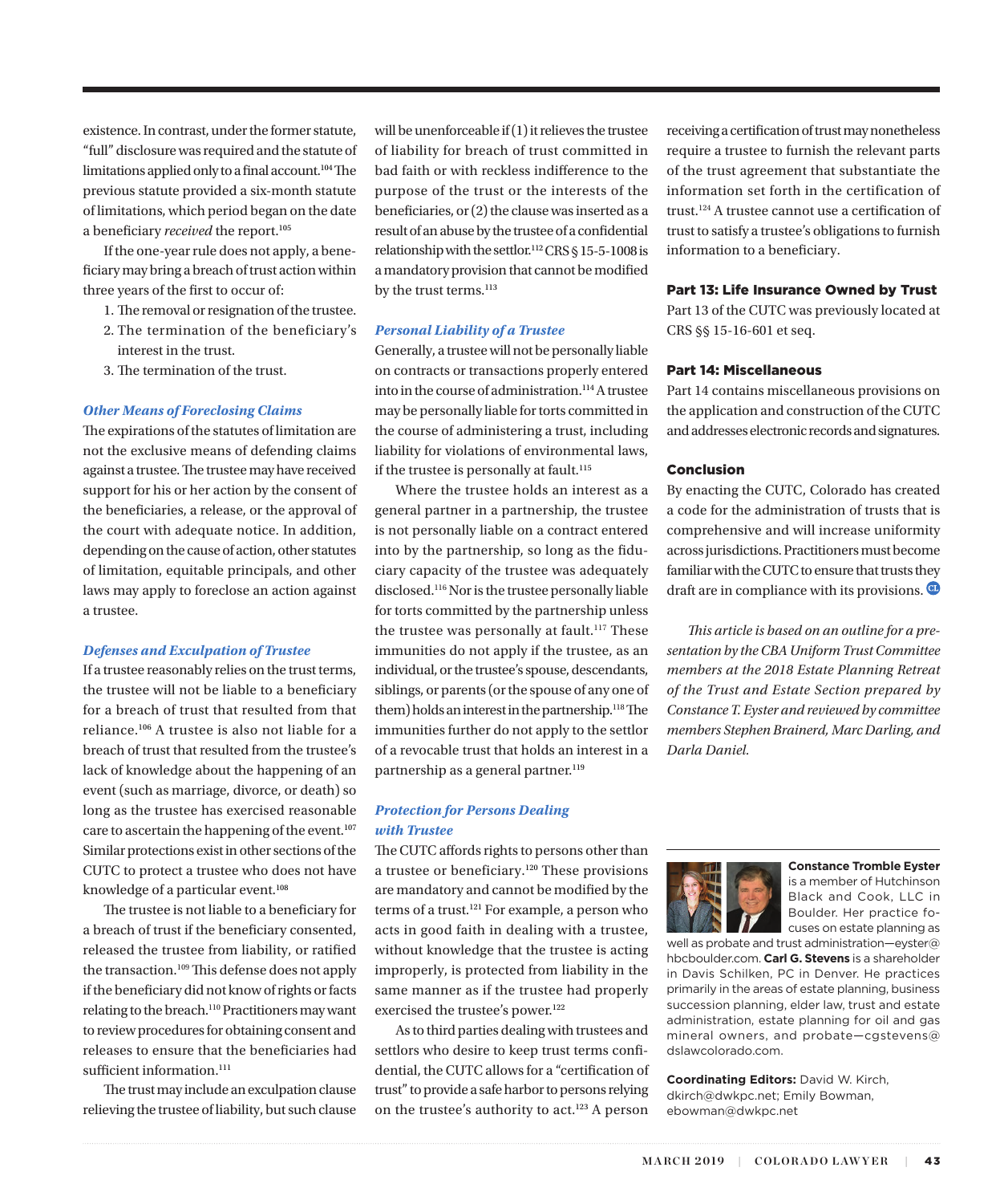existence. In contrast, under the former statute, "full" disclosure was required and the statute of limitations applied only to a final account.[104] The previous statute provided a six-month statute of limitations, which period began on the date a beneficiary *received* the report.[105]

If the one-year rule does not apply, a beneficiary may bring a breach of trust action within three years of the first to occur of:

1. The removal or resignation of the trustee.
2. The termination of the beneficiary's interest in the trust.
3. The termination of the trust.

### *Other Means of Foreclosing Claims*

The expirations of the statutes of limitation are not the exclusive means of defending claims against a trustee. The trustee may have received support for his or her action by the consent of the beneficiaries, a release, or the approval of the court with adequate notice. In addition, depending on the cause of action, other statutes of limitation, equitable principals, and other laws may apply to foreclose an action against a trustee.

### *Defenses and Exculpation of Trustee*

If a trustee reasonably relies on the trust terms, the trustee will not be liable to a beneficiary for a breach of trust that resulted from that reliance.[106] A trustee is also not liable for a breach of trust that resulted from the trustee's lack of knowledge about the happening of an event (such as marriage, divorce, or death) so long as the trustee has exercised reasonable care to ascertain the happening of the event.[107] Similar protections exist in other sections of the CUTC to protect a trustee who does not have knowledge of a particular event.[108]

The trustee is not liable to a beneficiary for a breach of trust if the beneficiary consented, released the trustee from liability, or ratified the transaction.[109] This defense does not apply if the beneficiary did not know of rights or facts relating to the breach.[110] Practitioners may want to review procedures for obtaining consent and releases to ensure that the beneficiaries had sufficient information.[111]

The trust may include an exculpation clause relieving the trustee of liability, but such clause will be unenforceable if (1) it relieves the trustee of liability for breach of trust committed in bad faith or with reckless indifference to the purpose of the trust or the interests of the beneficiaries, or (2) the clause was inserted as a result of an abuse by the trustee of a confidential relationship with the settlor.[112] CRS § 15-5-1008 is a mandatory provision that cannot be modified by the trust terms.[113]

### *Personal Liability of a Trustee*

Generally, a trustee will not be personally liable on contracts or transactions properly entered into in the course of administration.[114] A trustee may be personally liable for torts committed in the course of administering a trust, including liability for violations of environmental laws, if the trustee is personally at fault.[115]

Where the trustee holds an interest as a general partner in a partnership, the trustee is not personally liable on a contract entered into by the partnership, so long as the fiduciary capacity of the trustee was adequately disclosed.[116] Nor is the trustee personally liable for torts committed by the partnership unless the trustee was personally at fault.[117] These immunities do not apply if the trustee, as an individual, or the trustee's spouse, descendants, siblings, or parents (or the spouse of any one of them) holds an interest in the partnership.[118] The immunities further do not apply to the settlor of a revocable trust that holds an interest in a partnership as a general partner.[119]

### *Protection for Persons Dealing with Trustee*

The CUTC affords rights to persons other than a trustee or beneficiary.[120] These provisions are mandatory and cannot be modified by the terms of a trust.[121] For example, a person who acts in good faith in dealing with a trustee, without knowledge that the trustee is acting improperly, is protected from liability in the same manner as if the trustee had properly exercised the trustee's power.[122]

As to third parties dealing with trustees and settlors who desire to keep trust terms confidential, the CUTC allows for a "certification of trust" to provide a safe harbor to persons relying on the trustee's authority to act.[123] A person receiving a certification of trust may nonetheless require a trustee to furnish the relevant parts of the trust agreement that substantiate the information set forth in the certification of trust.[124] A trustee cannot use a certification of trust to satisfy a trustee's obligations to furnish information to a beneficiary.

## Part 13: Life Insurance Owned by Trust

Part 13 of the CUTC was previously located at CRS §§ 15-16-601 et seq.

## Part 14: Miscellaneous

Part 14 contains miscellaneous provisions on the application and construction of the CUTC and addresses electronic records and signatures.

## Conclusion

By enacting the CUTC, Colorado has created a code for the administration of trusts that is comprehensive and will increase uniformity across jurisdictions. Practitioners must become familiar with the CUTC to ensure that trusts they draft are in compliance with its provisions.

*This article is based on an outline for a presentation by the CBA Uniform Trust Committee members at the 2018 Estate Planning Retreat of the Trust and Estate Section prepared by Constance T. Eyster and reviewed by committee members Stephen Brainerd, Marc Darling, and Darla Daniel.*

---

**Constance Tromble Eyster** is a member of Hutchinson Black and Cook, LLC in Boulder. Her practice focuses on estate planning as well as probate and trust administration—eyster@hbcboulder.com. **Carl G. Stevens** is a shareholder in Davis Schilken, PC in Denver. He practices primarily in the areas of estate planning, business succession planning, elder law, trust and estate administration, estate planning for oil and gas mineral owners, and probate—cgstevens@dslawcolorado.com.

**Coordinating Editors:** David W. Kirch, dkirch@dwkpc.net; Emily Bowman, ebowman@dwkpc.net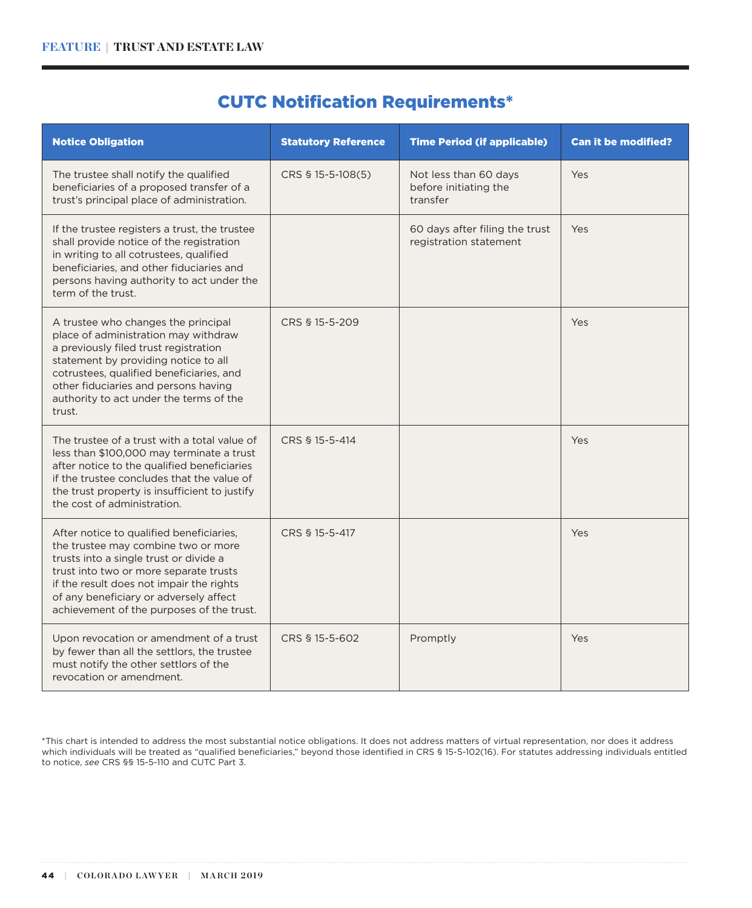## CUTC Notification Requirements*

| Notice Obligation | Statutory Reference | Time Period (if applicable) | Can it be modified? |
|---|---|---|---|
| The trustee shall notify the qualified beneficiaries of a proposed transfer of a trust's principal place of administration. | CRS § 15-5-108(5) | Not less than 60 days before initiating the transfer | Yes |
| If the trustee registers a trust, the trustee shall provide notice of the registration in writing to all cotrustees, qualified beneficiaries, and other fiduciaries and persons having authority to act under the term of the trust. | | 60 days after filing the trust registration statement | Yes |
| A trustee who changes the principal place of administration may withdraw a previously filed trust registration statement by providing notice to all cotrustees, qualified beneficiaries, and other fiduciaries and persons having authority to act under the terms of the trust. | CRS § 15-5-209 | | Yes |
| The trustee of a trust with a total value of less than $100,000 may terminate a trust after notice to the qualified beneficiaries if the trustee concludes that the value of the trust property is insufficient to justify the cost of administration. | CRS § 15-5-414 | | Yes |
| After notice to qualified beneficiaries, the trustee may combine two or more trusts into a single trust or divide a trust into two or more separate trusts if the result does not impair the rights of any beneficiary or adversely affect achievement of the purposes of the trust. | CRS § 15-5-417 | | Yes |
| Upon revocation or amendment of a trust by fewer than all the settlors, the trustee must notify the other settlors of the revocation or amendment. | CRS § 15-5-602 | Promptly | Yes |

*This chart is intended to address the most substantial notice obligations. It does not address matters of virtual representation, nor does it address which individuals will be treated as "qualified beneficiaries," beyond those identified in CRS § 15-5-102(16). For statutes addressing individuals entitled to notice, *see* CRS §§ 15-5-110 and CUTC Part 3.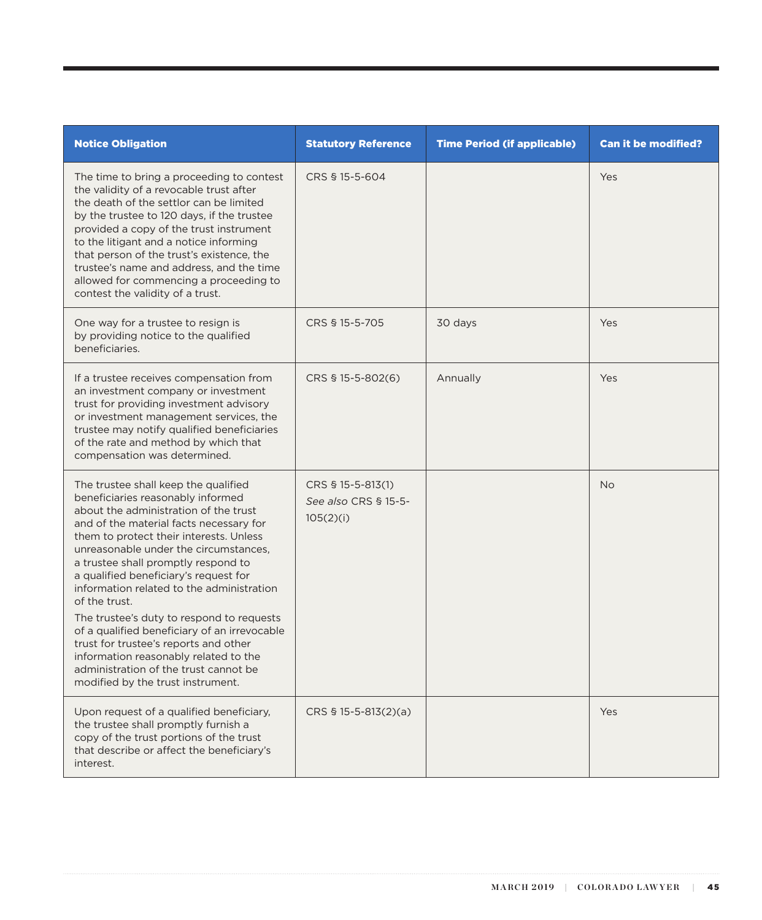| Notice Obligation | Statutory Reference | Time Period (if applicable) | Can it be modified? |
|---|---|---|---|
| The time to bring a proceeding to contest the validity of a revocable trust after the death of the settlor can be limited by the trustee to 120 days, if the trustee provided a copy of the trust instrument to the litigant and a notice informing that person of the trust's existence, the trustee's name and address, and the time allowed for commencing a proceeding to contest the validity of a trust. | CRS § 15-5-604 | | Yes |
| One way for a trustee to resign is by providing notice to the qualified beneficiaries. | CRS § 15-5-705 | 30 days | Yes |
| If a trustee receives compensation from an investment company or investment trust for providing investment advisory or investment management services, the trustee may notify qualified beneficiaries of the rate and method by which that compensation was determined. | CRS § 15-5-802(6) | Annually | Yes |
| The trustee shall keep the qualified beneficiaries reasonably informed about the administration of the trust and of the material facts necessary for them to protect their interests. Unless unreasonable under the circumstances, a trustee shall promptly respond to a qualified beneficiary's request for information related to the administration of the trust. The trustee's duty to respond to requests of a qualified beneficiary of an irrevocable trust for trustee's reports and other information reasonably related to the administration of the trust cannot be modified by the trust instrument. | CRS § 15-5-813(1) *See also* CRS § 15-5-105(2)(i) | | No |
| Upon request of a qualified beneficiary, the trustee shall promptly furnish a copy of the trust portions of the trust that describe or affect the beneficiary's interest. | CRS § 15-5-813(2)(a) | | Yes |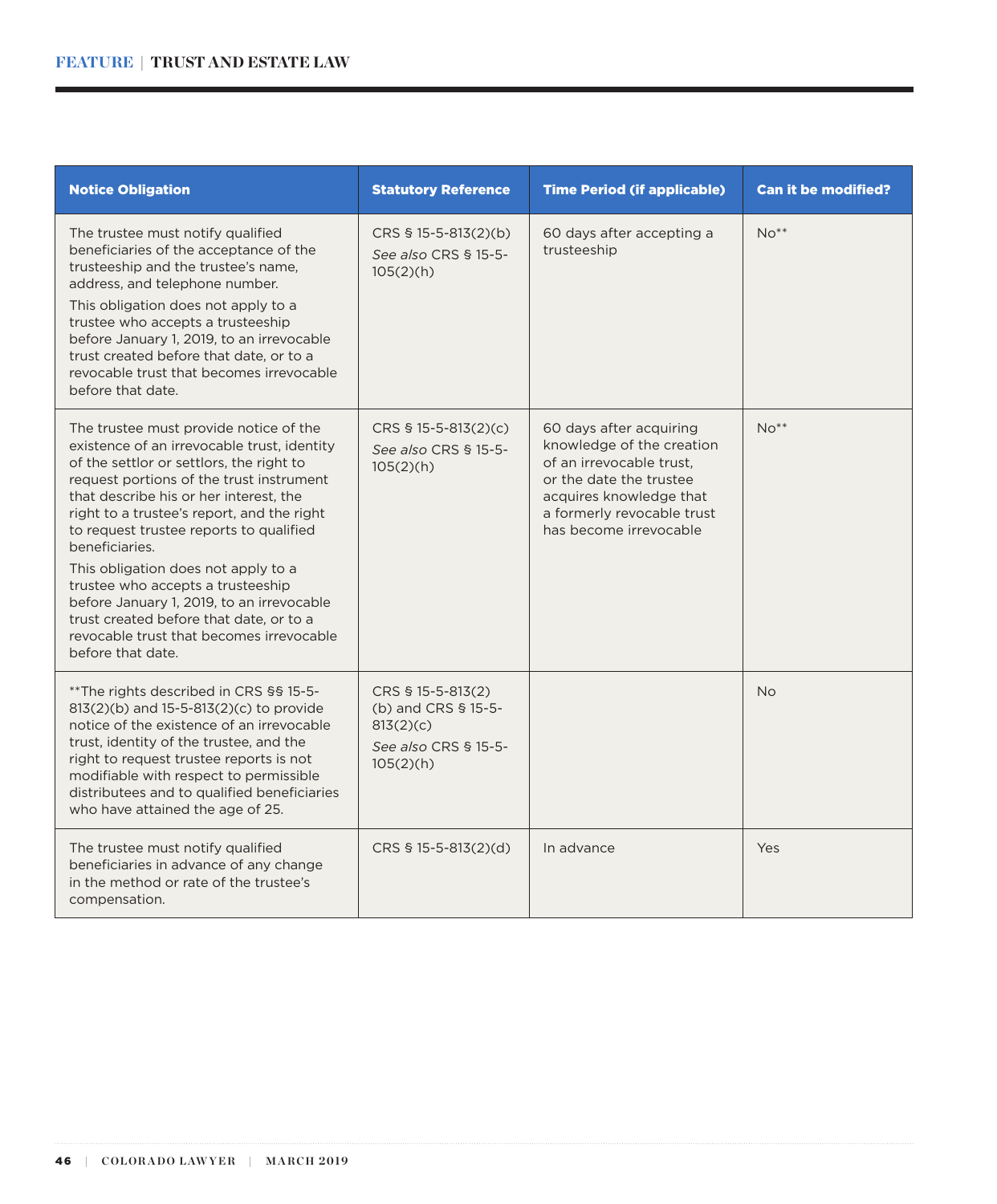| Notice Obligation | Statutory Reference | Time Period (if applicable) | Can it be modified? |
|---|---|---|---|
| The trustee must notify qualified beneficiaries of the acceptance of the trusteeship and the trustee's name, address, and telephone number.<br>This obligation does not apply to a trustee who accepts a trusteeship before January 1, 2019, to an irrevocable trust created before that date, or to a revocable trust that becomes irrevocable before that date. | CRS § 15-5-813(2)(b)<br>*See also* CRS § 15-5-105(2)(h) | 60 days after accepting a trusteeship | No** |
| The trustee must provide notice of the existence of an irrevocable trust, identity of the settlor or settlors, the right to request portions of the trust instrument that describe his or her interest, the right to a trustee's report, and the right to request trustee reports to qualified beneficiaries.<br>This obligation does not apply to a trustee who accepts a trusteeship before January 1, 2019, to an irrevocable trust created before that date, or to a revocable trust that becomes irrevocable before that date. | CRS § 15-5-813(2)(c)<br>*See also* CRS § 15-5-105(2)(h) | 60 days after acquiring knowledge of the creation of an irrevocable trust, or the date the trustee acquires knowledge that a formerly revocable trust has become irrevocable | No** |
| **The rights described in CRS §§ 15-5-813(2)(b) and 15-5-813(2)(c) to provide notice of the existence of an irrevocable trust, identity of the trustee, and the right to request trustee reports is not modifiable with respect to permissible distributees and to qualified beneficiaries who have attained the age of 25. | CRS § 15-5-813(2)(b) and CRS § 15-5-813(2)(c)<br>*See also* CRS § 15-5-105(2)(h) | | No |
| The trustee must notify qualified beneficiaries in advance of any change in the method or rate of the trustee's compensation. | CRS § 15-5-813(2)(d) | In advance | Yes |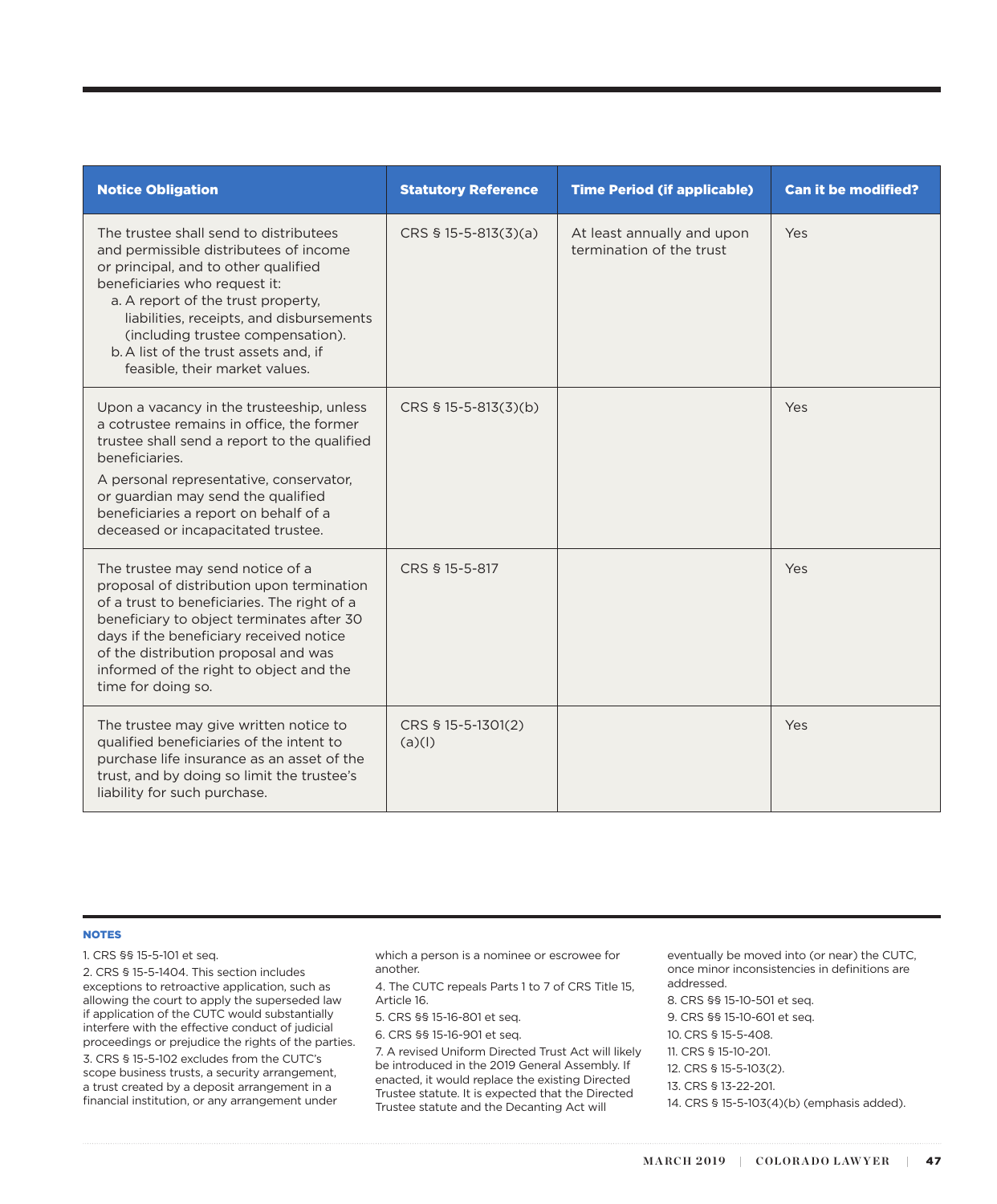| Notice Obligation | Statutory Reference | Time Period (if applicable) | Can it be modified? |
|---|---|---|---|
| The trustee shall send to distributees and permissible distributees of income or principal, and to other qualified beneficiaries who request it:<br>a. A report of the trust property, liabilities, receipts, and disbursements (including trustee compensation).<br>b. A list of the trust assets and, if feasible, their market values. | CRS § 15-5-813(3)(a) | At least annually and upon termination of the trust | Yes |
| Upon a vacancy in the trusteeship, unless a cotrustee remains in office, the former trustee shall send a report to the qualified beneficiaries.<br>A personal representative, conservator, or guardian may send the qualified beneficiaries a report on behalf of a deceased or incapacitated trustee. | CRS § 15-5-813(3)(b) | | Yes |
| The trustee may send notice of a proposal of distribution upon termination of a trust to beneficiaries. The right of a beneficiary to object terminates after 30 days if the beneficiary received notice of the distribution proposal and was informed of the right to object and the time for doing so. | CRS § 15-5-817 | | Yes |
| The trustee may give written notice to qualified beneficiaries of the intent to purchase life insurance as an asset of the trust, and by doing so limit the trustee's liability for such purchase. | CRS § 15-5-1301(2)(a)(I) | | Yes |

## NOTES

1. CRS §§ 15-5-101 et seq.
2. CRS § 15-5-1404. This section includes exceptions to retroactive application, such as allowing the court to apply the superseded law if application of the CUTC would substantially interfere with the effective conduct of judicial proceedings or prejudice the rights of the parties.
3. CRS § 15-5-102 excludes from the CUTC's scope business trusts, a security arrangement, a trust created by a deposit arrangement in a financial institution, or any arrangement under which a person is a nominee or escrowee for another.
4. The CUTC repeals Parts 1 to 7 of CRS Title 15, Article 16.
5. CRS §§ 15-16-801 et seq.
6. CRS §§ 15-16-901 et seq.
7. A revised Uniform Directed Trust Act will likely be introduced in the 2019 General Assembly. If enacted, it would replace the existing Directed Trustee statute. It is expected that the Directed Trustee statute and the Decanting Act will eventually be moved into (or near) the CUTC, once minor inconsistencies in definitions are addressed.
8. CRS §§ 15-10-501 et seq.
9. CRS §§ 15-10-601 et seq.
10. CRS § 15-5-408.
11. CRS § 15-10-201.
12. CRS § 15-5-103(2).
13. CRS § 13-22-201.
14. CRS § 15-5-103(4)(b) (emphasis added).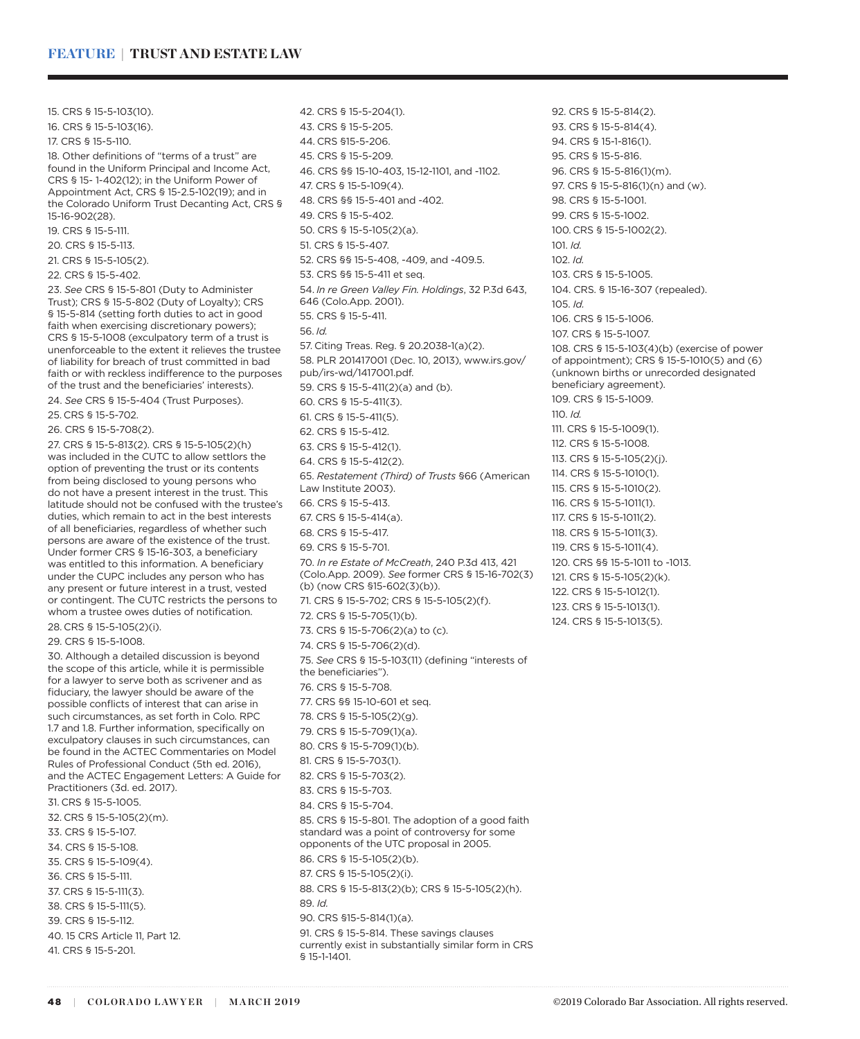15. CRS § 15-5-103(10).

16. CRS § 15-5-103(16).

17. CRS § 15-5-110.

18. Other definitions of "terms of a trust" are found in the Uniform Principal and Income Act, CRS § 15- 1-402(12); in the Uniform Power of Appointment Act, CRS § 15-2.5-102(19); and in the Colorado Uniform Trust Decanting Act, CRS § 15-16-902(28).

19. CRS § 15-5-111.

20. CRS § 15-5-113.

21. CRS § 15-5-105(2).

22. CRS § 15-5-402.

23. *See* CRS § 15-5-801 (Duty to Administer Trust); CRS § 15-5-802 (Duty of Loyalty); CRS § 15-5-814 (setting forth duties to act in good faith when exercising discretionary powers); CRS § 15-5-1008 (exculpatory term of a trust is unenforceable to the extent it relieves the trustee of liability for breach of trust committed in bad faith or with reckless indifference to the purposes of the trust and the beneficiaries' interests).

24. *See* CRS § 15-5-404 (Trust Purposes).

25. CRS § 15-5-702.

26. CRS § 15-5-708(2).

27. CRS § 15-5-813(2). CRS § 15-5-105(2)(h) was included in the CUTC to allow settlors the option of preventing the trust or its contents from being disclosed to young persons who do not have a present interest in the trust. This latitude should not be confused with the trustee's duties, which remain to act in the best interests of all beneficiaries, regardless of whether such persons are aware of the existence of the trust. Under former CRS § 15-16-303, a beneficiary was entitled to this information. A beneficiary under the CUPC includes any person who has any present or future interest in a trust, vested or contingent. The CUTC restricts the persons to whom a trustee owes duties of notification.

28. CRS § 15-5-105(2)(i).

29. CRS § 15-5-1008.

30. Although a detailed discussion is beyond the scope of this article, while it is permissible for a lawyer to serve both as scrivener and as fiduciary, the lawyer should be aware of the possible conflicts of interest that can arise in such circumstances, as set forth in Colo. RPC 1.7 and 1.8. Further information, specifically on exculpatory clauses in such circumstances, can be found in the ACTEC Commentaries on Model Rules of Professional Conduct (5th ed. 2016), and the ACTEC Engagement Letters: A Guide for Practitioners (3d. ed. 2017).

31. CRS § 15-5-1005.

32. CRS § 15-5-105(2)(m).

33. CRS § 15-5-107.

34. CRS § 15-5-108.

35. CRS § 15-5-109(4).

36. CRS § 15-5-111.

37. CRS § 15-5-111(3).

38. CRS § 15-5-111(5).

39. CRS § 15-5-112.

40. 15 CRS Article 11, Part 12.

41. CRS § 15-5-201.

42. CRS § 15-5-204(1).

43. CRS § 15-5-205.

44. CRS §15-5-206.

45. CRS § 15-5-209.

46. CRS §§ 15-10-403, 15-12-1101, and -1102.

47. CRS § 15-5-109(4).

48. CRS §§ 15-5-401 and -402.

49. CRS § 15-5-402.

50. CRS § 15-5-105(2)(a).

51. CRS § 15-5-407.

52. CRS §§ 15-5-408, -409, and -409.5.

53. CRS §§ 15-5-411 et seq.

54. *In re Green Valley Fin. Holdings*, 32 P.3d 643, 646 (Colo.App. 2001).

55. CRS § 15-5-411.

56. *Id.*

57. Citing Treas. Reg. § 20.2038-1(a)(2).

58. PLR 201417001 (Dec. 10, 2013), www.irs.gov/pub/irs-wd/1417001.pdf.

59. CRS § 15-5-411(2)(a) and (b).

60. CRS § 15-5-411(3).

61. CRS § 15-5-411(5).

62. CRS § 15-5-412.

63. CRS § 15-5-412(1).

64. CRS § 15-5-412(2).

65. *Restatement (Third) of Trusts* §66 (American Law Institute 2003).

66. CRS § 15-5-413.

67. CRS § 15-5-414(a).

68. CRS § 15-5-417.

69. CRS § 15-5-701.

70. *In re Estate of McCreath*, 240 P.3d 413, 421 (Colo.App. 2009). *See* former CRS § 15-16-702(3)(b) (now CRS §15-602(3)(b)).

71. CRS § 15-5-702; CRS § 15-5-105(2)(f).

72. CRS § 15-5-705(1)(b).

73. CRS § 15-5-706(2)(a) to (c).

74. CRS § 15-5-706(2)(d).

75. *See* CRS § 15-5-103(11) (defining "interests of the beneficiaries").

76. CRS § 15-5-708.

77. CRS §§ 15-10-601 et seq.

78. CRS § 15-5-105(2)(g).

79. CRS § 15-5-709(1)(a).

80. CRS § 15-5-709(1)(b).

81. CRS § 15-5-703(1).

82. CRS § 15-5-703(2).

83. CRS § 15-5-703.

84. CRS § 15-5-704.

85. CRS § 15-5-801. The adoption of a good faith standard was a point of controversy for some opponents of the UTC proposal in 2005.

86. CRS § 15-5-105(2)(b).

87. CRS § 15-5-105(2)(i).

88. CRS § 15-5-813(2)(b); CRS § 15-5-105(2)(h).

89. *Id.*

90. CRS §15-5-814(1)(a).

91. CRS § 15-5-814. These savings clauses currently exist in substantially similar form in CRS § 15-1-1401.

92. CRS § 15-5-814(2).

93. CRS § 15-5-814(4).

94. CRS § 15-1-816(1).

95. CRS § 15-5-816.

96. CRS § 15-5-816(1)(m).

97. CRS § 15-5-816(1)(n) and (w).

98. CRS § 15-5-1001.

99. CRS § 15-5-1002.

100. CRS § 15-5-1002(2).

101. *Id.*

102. *Id.*

103. CRS § 15-5-1005.

104. CRS. § 15-16-307 (repealed).

105. *Id.*

106. CRS § 15-5-1006.

107. CRS § 15-5-1007.

108. CRS § 15-5-103(4)(b) (exercise of power of appointment); CRS § 15-5-1010(5) and (6) (unknown births or unrecorded designated beneficiary agreement).

109. CRS § 15-5-1009.

110. *Id.*

111. CRS § 15-5-1009(1).

112. CRS § 15-5-1008.

113. CRS § 15-5-105(2)(j).

114. CRS § 15-5-1010(1).

115. CRS § 15-5-1010(2).

116. CRS § 15-5-1011(1).

117. CRS § 15-5-1011(2).

118. CRS § 15-5-1011(3).

119. CRS § 15-5-1011(4).

120. CRS §§ 15-5-1011 to -1013.

121. CRS § 15-5-105(2)(k).

122. CRS § 15-5-1012(1).

123. CRS § 15-5-1013(1).

124. CRS § 15-5-1013(5).